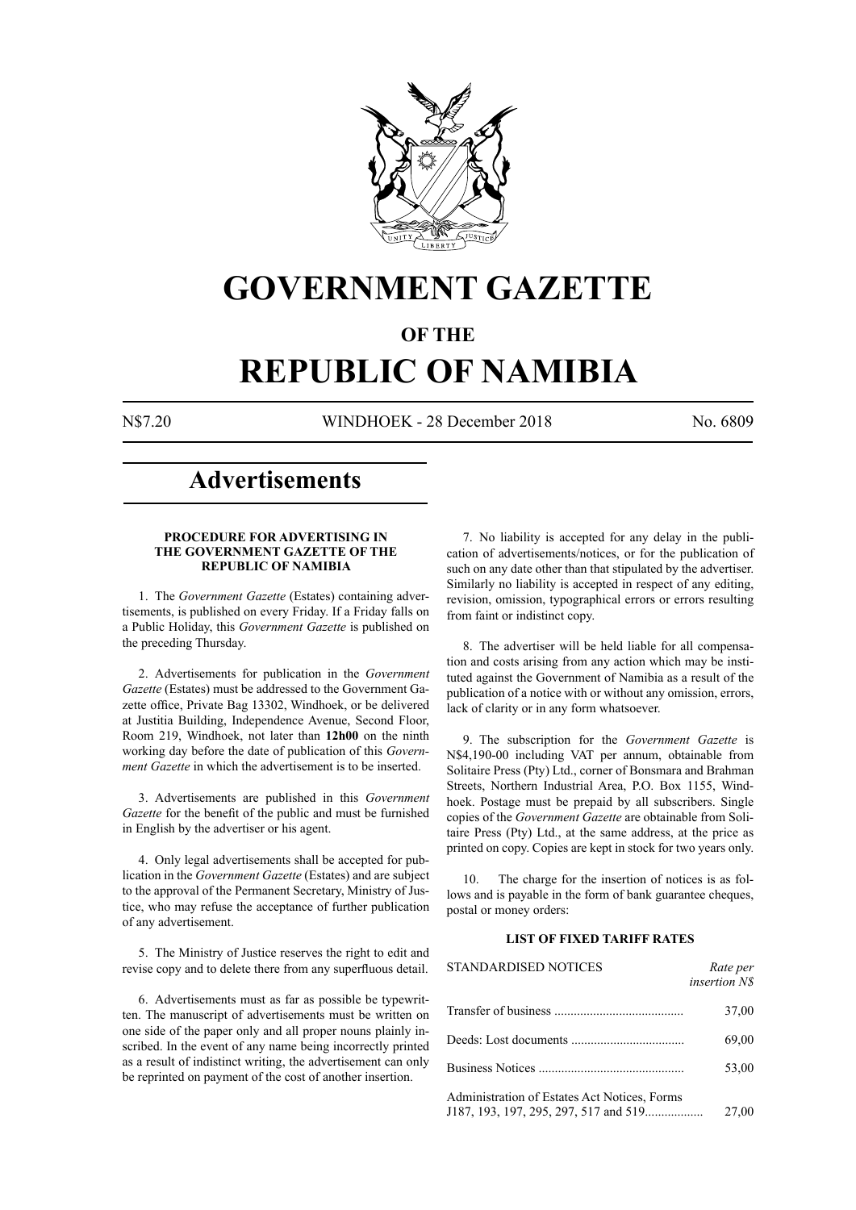# GOVERNMENT GAZETTE

## OF THE

# REPUBLIC OF NAMIBIA

N$7.20 WINDHOEK - 28 December 2018 No. 6809

# Advertisements

### PROCEDURE FOR ADVERTISING IN THE GOVERNMENT GAZETTE OF THE REPUBLIC OF NAMIBIA

1. The *Government Gazette* (Estates) containing advertisements, is published on every Friday. If a Friday falls on a Public Holiday, this *Government Gazette* is published on the preceding Thursday.

2. Advertisements for publication in the *Government Gazette* (Estates) must be addressed to the Government Gazette office, Private Bag 13302, Windhoek, or be delivered at Justitia Building, Independence Avenue, Second Floor, Room 219, Windhoek, not later than **12h00** on the ninth working day before the date of publication of this *Government Gazette* in which the advertisement is to be inserted.

3. Advertisements are published in this *Government Gazette* for the benefit of the public and must be furnished in English by the advertiser or his agent.

4. Only legal advertisements shall be accepted for publication in the *Government Gazette* (Estates) and are subject to the approval of the Permanent Secretary, Ministry of Justice, who may refuse the acceptance of further publication of any advertisement.

5. The Ministry of Justice reserves the right to edit and revise copy and to delete there from any superfluous detail.

6. Advertisements must as far as possible be typewritten. The manuscript of advertisements must be written on one side of the paper only and all proper nouns plainly inscribed. In the event of any name being incorrectly printed as a result of indistinct writing, the advertisement can only be reprinted on payment of the cost of another insertion.

7. No liability is accepted for any delay in the publication of advertisements/notices, or for the publication of such on any date other than that stipulated by the advertiser. Similarly no liability is accepted in respect of any editing, revision, omission, typographical errors or errors resulting from faint or indistinct copy.

8. The advertiser will be held liable for all compensation and costs arising from any action which may be instituted against the Government of Namibia as a result of the publication of a notice with or without any omission, errors, lack of clarity or in any form whatsoever.

9. The subscription for the *Government Gazette* is N$4,190-00 including VAT per annum, obtainable from Solitaire Press (Pty) Ltd., corner of Bonsmara and Brahman Streets, Northern Industrial Area, P.O. Box 1155, Windhoek. Postage must be prepaid by all subscribers. Single copies of the *Government Gazette* are obtainable from Solitaire Press (Pty) Ltd., at the same address, at the price as printed on copy. Copies are kept in stock for two years only.

10. The charge for the insertion of notices is as follows and is payable in the form of bank guarantee cheques, postal or money orders:

### LIST OF FIXED TARIFF RATES

| STANDARDISED NOTICES | *Rate per insertion N$* |
|---|---|
| Transfer of business | 37,00 |
| Deeds: Lost documents | 69,00 |
| Business Notices | 53,00 |
| Administration of Estates Act Notices, Forms J187, 193, 197, 295, 297, 517 and 519 | 27,00 |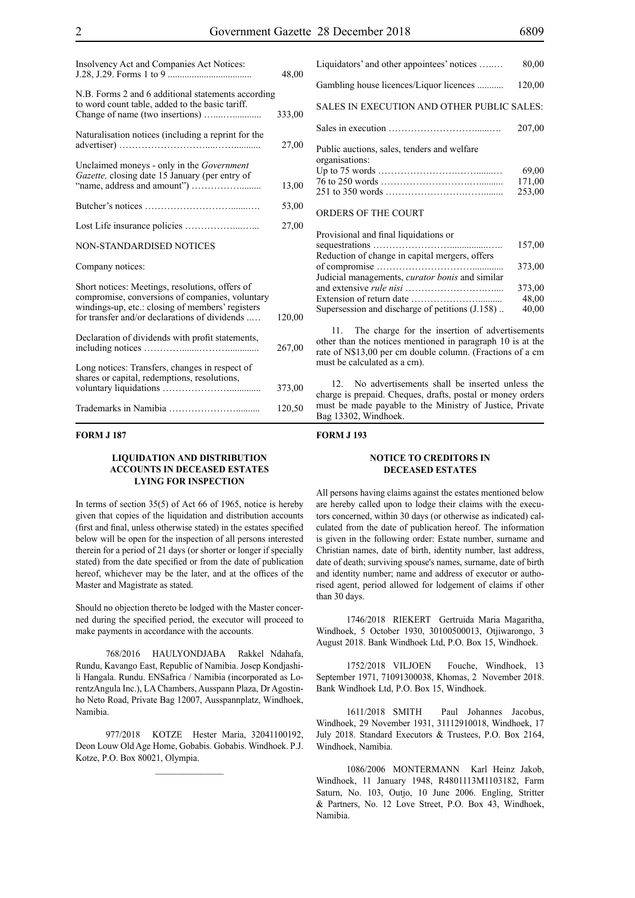| | |
|---|---|
| Insolvency Act and Companies Act Notices: J.28, J.29. Forms 1 to 9 | 48,00 |
| N.B. Forms 2 and 6 additional statements according to word count table, added to the basic tariff. Change of name (two insertions) | 333,00 |
| Naturalisation notices (including a reprint for the advertiser) | 27,00 |
| Unclaimed moneys - only in the *Government Gazette,* closing date 15 January (per entry of "name, address and amount") | 13,00 |
| Butcher's notices | 53,00 |
| Lost Life insurance policies | 27,00 |

NON-STANDARDISED NOTICES

Company notices:

| | |
|---|---|
| Short notices: Meetings, resolutions, offers of compromise, conversions of companies, voluntary windings-up, etc.: closing of members' registers for transfer and/or declarations of dividends | 120,00 |
| Declaration of dividends with profit statements, including notices | 267,00 |
| Long notices: Transfers, changes in respect of shares or capital, redemptions, resolutions, voluntary liquidations | 373,00 |
| Trademarks in Namibia | 120,50 |
| Liquidators' and other appointees' notices | 80,00 |
| Gambling house licences/Liquor licences | 120,00 |

SALES IN EXECUTION AND OTHER PUBLIC SALES:

| | |
|---|---|
| Sales in execution | 207,00 |
| Public auctions, sales, tenders and welfare organisations: | |
| Up to 75 words | 69,00 |
| 76 to 250 words | 171,00 |
| 251 to 350 words | 253,00 |

ORDERS OF THE COURT

| | |
|---|---|
| Provisional and final liquidations or sequestrations | 157,00 |
| Reduction of change in capital mergers, offers of compromise | 373,00 |
| Judicial managements, *curator bonis* and similar and extensive *rule nisi* | 373,00 |
| Extension of return date | 48,00 |
| Supersession and discharge of petitions (J.158) | 40,00 |

11. The charge for the insertion of advertisements other than the notices mentioned in paragraph 10 is at the rate of N$13,00 per cm double column. (Fractions of a cm must be calculated as a cm).

12. No advertisements shall be inserted unless the charge is prepaid. Cheques, drafts, postal or money orders must be made payable to the Ministry of Justice, Private Bag 13302, Windhoek.

**FORM J 187**

## LIQUIDATION AND DISTRIBUTION ACCOUNTS IN DECEASED ESTATES LYING FOR INSPECTION

In terms of section 35(5) of Act 66 of 1965, notice is hereby given that copies of the liquidation and distribution accounts (first and final, unless otherwise stated) in the estates specified below will be open for the inspection of all persons interested therein for a period of 21 days (or shorter or longer if specially stated) from the date specified or from the date of publication hereof, whichever may be the later, and at the offices of the Master and Magistrate as stated.

Should no objection thereto be lodged with the Master concerned during the specified period, the executor will proceed to make payments in accordance with the accounts.

768/2016 HAULYONDJABA Rakkel Ndahafa, Rundu, Kavango East, Republic of Namibia. Josep Kondjashili Hangala. Rundu. ENSafrica / Namibia (incorporated as LorentzAngula Inc.), LA Chambers, Ausspann Plaza, Dr Agostinho Neto Road, Private Bag 12007, Ausspannplatz, Windhoek, Namibia.

977/2018 KOTZE Hester Maria, 32041100192, Deon Louw Old Age Home, Gobabis. Gobabis. Windhoek. P.J. Kotze, P.O. Box 80021, Olympia.

**FORM J 193**

## NOTICE TO CREDITORS IN DECEASED ESTATES

All persons having claims against the estates mentioned below are hereby called upon to lodge their claims with the executors concerned, within 30 days (or otherwise as indicated) calculated from the date of publication hereof. The information is given in the following order: Estate number, surname and Christian names, date of birth, identity number, last address, date of death; surviving spouse's names, surname, date of birth and identity number; name and address of executor or authorised agent, period allowed for lodgement of claims if other than 30 days.

1746/2018 RIEKERT Gertruida Maria Magaritha, Windhoek, 5 October 1930, 30100500013, Otjiwarongo, 3 August 2018. Bank Windhoek Ltd, P.O. Box 15, Windhoek.

1752/2018 VILJOEN Fouche, Windhoek, 13 September 1971, 71091300038, Khomas, 2 November 2018. Bank Windhoek Ltd, P.O. Box 15, Windhoek.

1611/2018 SMITH Paul Johannes Jacobus, Windhoek, 29 November 1931, 31112910018, Windhoek, 17 July 2018. Standard Executors & Trustees, P.O. Box 2164, Windhoek, Namibia.

1086/2006 MONTERMANN Karl Heinz Jakob, Windhoek, 11 January 1948, R4801113M1103182, Farm Saturn, No. 103, Outjo, 10 June 2006. Engling, Stritter & Partners, No. 12 Love Street, P.O. Box 43, Windhoek, Namibia.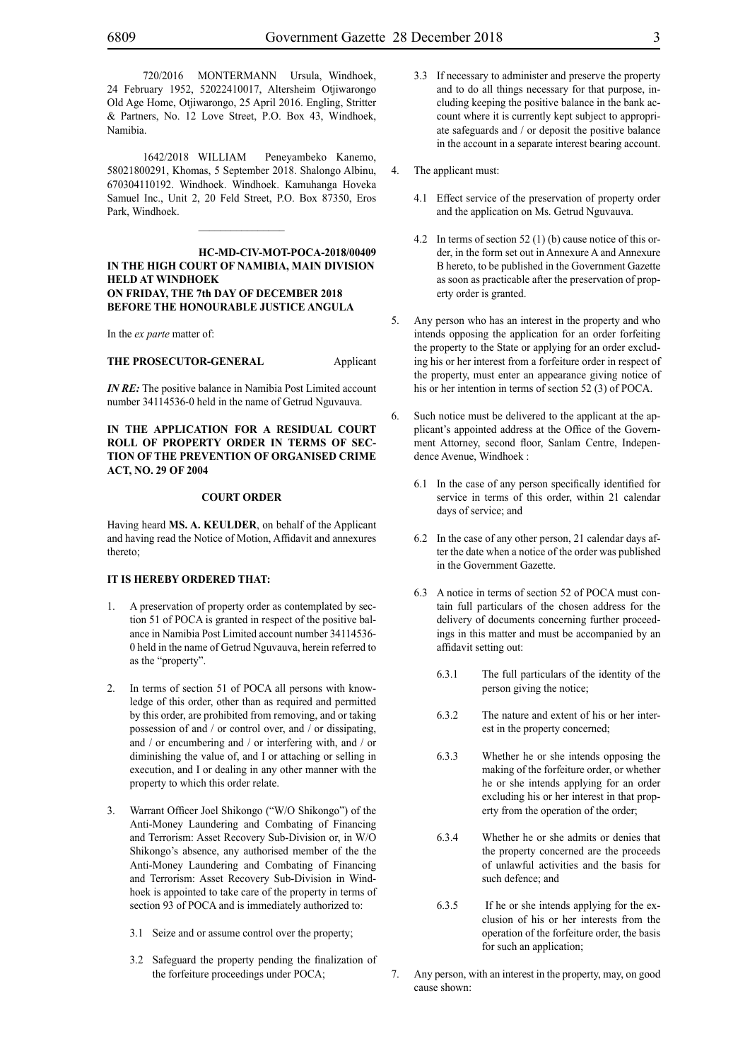720/2016 MONTERMANN Ursula, Windhoek, 24 February 1952, 52022410017, Altersheim Otjiwarongo Old Age Home, Otjiwarongo, 25 April 2016. Engling, Stritter & Partners, No. 12 Love Street, P.O. Box 43, Windhoek, Namibia.

1642/2018 WILLIAM Peneyambeko Kanemo, 58021800291, Khomas, 5 September 2018. Shalongo Albinu, 670304110192. Windhoek. Windhoek. Kamuhanga Hoveka Samuel Inc., Unit 2, 20 Feld Street, P.O. Box 87350, Eros Park, Windhoek.

\_\_\_\_\_\_\_\_\_\_\_\_\_\_\_\_

**HC-MD-CIV-MOT-POCA-2018/00409**
**IN THE HIGH COURT OF NAMIBIA, MAIN DIVISION HELD AT WINDHOEK**
**ON FRIDAY, THE 7th DAY OF DECEMBER 2018**
**BEFORE THE HONOURABLE JUSTICE ANGULA**

In the *ex parte* matter of:

**THE PROSECUTOR-GENERAL** Applicant

***IN RE:*** The positive balance in Namibia Post Limited account number 34114536-0 held in the name of Getrud Nguvauva.

**IN THE APPLICATION FOR A RESIDUAL COURT ROLL OF PROPERTY ORDER IN TERMS OF SECTION 51 OF THE PREVENTION OF ORGANISED CRIME ACT, NO. 29 OF 2004**

**COURT ORDER**

Having heard **MS. A. KEULDER**, on behalf of the Applicant and having read the Notice of Motion, Affidavit and annexures thereto;

**IT IS HEREBY ORDERED THAT:**

1. A preservation of property order as contemplated by section 51 of POCA is granted in respect of the positive balance in Namibia Post Limited account number 34114536-0 held in the name of Getrud Nguvauva, herein referred to as the "property".

2. In terms of section 51 of POCA all persons with knowledge of this order, other than as required and permitted by this order, are prohibited from removing, and or taking possession of and / or control over, and / or dissipating, and / or encumbering and / or interfering with, and / or diminishing the value of, and I or attaching or selling in execution, and I or dealing in any other manner with the property to which this order relate.

3. Warrant Officer Joel Shikongo ("W/O Shikongo") of the Anti-Money Laundering and Combating of Financing and Terrorism: Asset Recovery Sub-Division or, in W/O Shikongo's absence, any authorised member of the the Anti-Money Laundering and Combating of Financing and Terrorism: Asset Recovery Sub-Division in Windhoek is appointed to take care of the property in terms of section 93 of POCA and is immediately authorized to:

   3.1 Seize and or assume control over the property;

   3.2 Safeguard the property pending the finalization of the forfeiture proceedings under POCA;

   3.3 If necessary to administer and preserve the property and to do all things necessary for that purpose, including keeping the positive balance in the bank account where it is currently kept subject to appropriate safeguards and / or deposit the positive balance in the account in a separate interest bearing account.

4. The applicant must:

   4.1 Effect service of the preservation of property order and the application on Ms. Getrud Nguvauva.

   4.2 In terms of section 52 (1) (b) cause notice of this order, in the form set out in Annexure A and Annexure B hereto, to be published in the Government Gazette as soon as practicable after the preservation of property order is granted.

5. Any person who has an interest in the property and who intends opposing the application for an order forfeiting the property to the State or applying for an order excluding his or her interest from a forfeiture order in respect of the property, must enter an appearance giving notice of his or her intention in terms of section 52 (3) of POCA.

6. Such notice must be delivered to the applicant at the applicant's appointed address at the Office of the Government Attorney, second floor, Sanlam Centre, Independence Avenue, Windhoek :

   6.1 In the case of any person specifically identified for service in terms of this order, within 21 calendar days of service; and

   6.2 In the case of any other person, 21 calendar days after the date when a notice of the order was published in the Government Gazette.

   6.3 A notice in terms of section 52 of POCA must contain full particulars of the chosen address for the delivery of documents concerning further proceedings in this matter and must be accompanied by an affidavit setting out:

      6.3.1 The full particulars of the identity of the person giving the notice;

      6.3.2 The nature and extent of his or her interest in the property concerned;

      6.3.3 Whether he or she intends opposing the making of the forfeiture order, or whether he or she intends applying for an order excluding his or her interest in that property from the operation of the order;

      6.3.4 Whether he or she admits or denies that the property concerned are the proceeds of unlawful activities and the basis for such defence; and

      6.3.5 If he or she intends applying for the exclusion of his or her interests from the operation of the forfeiture order, the basis for such an application;

7. Any person, with an interest in the property, may, on good cause shown: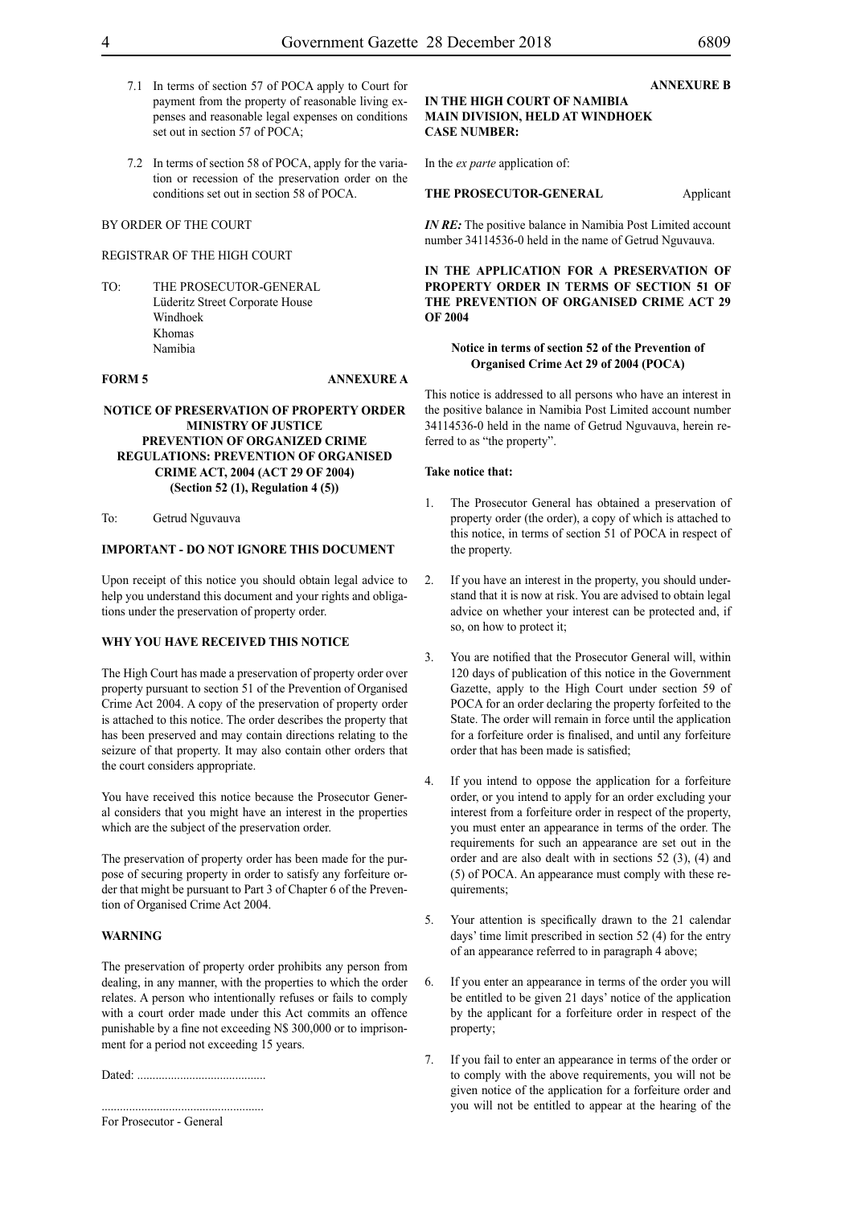7.1 In terms of section 57 of POCA apply to Court for payment from the property of reasonable living expenses and reasonable legal expenses on conditions set out in section 57 of POCA;

7.2 In terms of section 58 of POCA, apply for the variation or recession of the preservation order on the conditions set out in section 58 of POCA.

BY ORDER OF THE COURT

REGISTRAR OF THE HIGH COURT

TO: THE PROSECUTOR-GENERAL
Lüderitz Street Corporate House
Windhoek
Khomas
Namibia

**FORM 5** **ANNEXURE A**

**NOTICE OF PRESERVATION OF PROPERTY ORDER MINISTRY OF JUSTICE PREVENTION OF ORGANIZED CRIME REGULATIONS: PREVENTION OF ORGANISED CRIME ACT, 2004 (ACT 29 OF 2004) (Section 52 (1), Regulation 4 (5))**

To: Getrud Nguvauva

**IMPORTANT - DO NOT IGNORE THIS DOCUMENT**

Upon receipt of this notice you should obtain legal advice to help you understand this document and your rights and obligations under the preservation of property order.

**WHY YOU HAVE RECEIVED THIS NOTICE**

The High Court has made a preservation of property order over property pursuant to section 51 of the Prevention of Organised Crime Act 2004. A copy of the preservation of property order is attached to this notice. The order describes the property that has been preserved and may contain directions relating to the seizure of that property. It may also contain other orders that the court considers appropriate.

You have received this notice because the Prosecutor General considers that you might have an interest in the properties which are the subject of the preservation order.

The preservation of property order has been made for the purpose of securing property in order to satisfy any forfeiture order that might be pursuant to Part 3 of Chapter 6 of the Prevention of Organised Crime Act 2004.

**WARNING**

The preservation of property order prohibits any person from dealing, in any manner, with the properties to which the order relates. A person who intentionally refuses or fails to comply with a court order made under this Act commits an offence punishable by a fine not exceeding N$ 300,000 or to imprisonment for a period not exceeding 15 years.

Dated: ..........................................

.....................................................
For Prosecutor - General

**ANNEXURE B**

**IN THE HIGH COURT OF NAMIBIA MAIN DIVISION, HELD AT WINDHOEK CASE NUMBER:**

In the *ex parte* application of:

**THE PROSECUTOR-GENERAL** Applicant

***IN RE:*** The positive balance in Namibia Post Limited account number 34114536-0 held in the name of Getrud Nguvauva.

**IN THE APPLICATION FOR A PRESERVATION OF PROPERTY ORDER IN TERMS OF SECTION 51 OF THE PREVENTION OF ORGANISED CRIME ACT 29 OF 2004**

**Notice in terms of section 52 of the Prevention of Organised Crime Act 29 of 2004 (POCA)**

This notice is addressed to all persons who have an interest in the positive balance in Namibia Post Limited account number 34114536-0 held in the name of Getrud Nguvauva, herein referred to as "the property".

**Take notice that:**

1. The Prosecutor General has obtained a preservation of property order (the order), a copy of which is attached to this notice, in terms of section 51 of POCA in respect of the property.

2. If you have an interest in the property, you should understand that it is now at risk. You are advised to obtain legal advice on whether your interest can be protected and, if so, on how to protect it;

3. You are notified that the Prosecutor General will, within 120 days of publication of this notice in the Government Gazette, apply to the High Court under section 59 of POCA for an order declaring the property forfeited to the State. The order will remain in force until the application for a forfeiture order is finalised, and until any forfeiture order that has been made is satisfied;

4. If you intend to oppose the application for a forfeiture order, or you intend to apply for an order excluding your interest from a forfeiture order in respect of the property, you must enter an appearance in terms of the order. The requirements for such an appearance are set out in the order and are also dealt with in sections 52 (3), (4) and (5) of POCA. An appearance must comply with these requirements;

5. Your attention is specifically drawn to the 21 calendar days' time limit prescribed in section 52 (4) for the entry of an appearance referred to in paragraph 4 above;

6. If you enter an appearance in terms of the order you will be entitled to be given 21 days' notice of the application by the applicant for a forfeiture order in respect of the property;

7. If you fail to enter an appearance in terms of the order or to comply with the above requirements, you will not be given notice of the application for a forfeiture order and you will not be entitled to appear at the hearing of the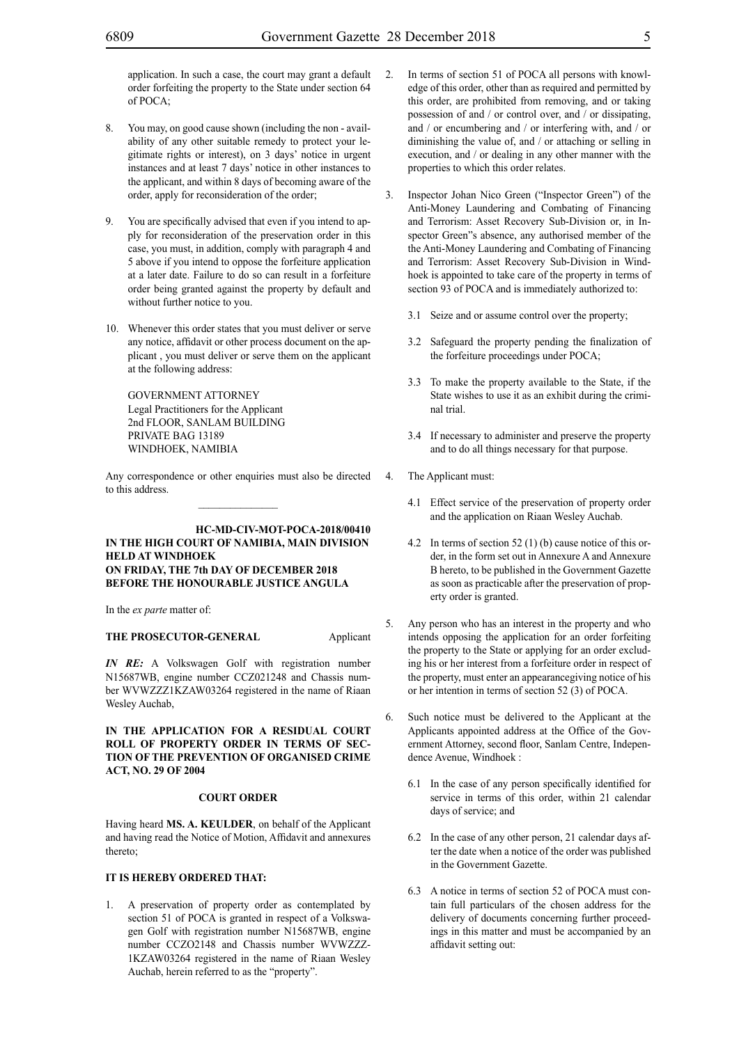application. In such a case, the court may grant a default order forfeiting the property to the State under section 64 of POCA;

8. You may, on good cause shown (including the non - availability of any other suitable remedy to protect your legitimate rights or interest), on 3 days' notice in urgent instances and at least 7 days' notice in other instances to the applicant, and within 8 days of becoming aware of the order, apply for reconsideration of the order;

9. You are specifically advised that even if you intend to apply for reconsideration of the preservation order in this case, you must, in addition, comply with paragraph 4 and 5 above if you intend to oppose the forfeiture application at a later date. Failure to do so can result in a forfeiture order being granted against the property by default and without further notice to you.

10. Whenever this order states that you must deliver or serve any notice, affidavit or other process document on the applicant , you must deliver or serve them on the applicant at the following address:

    GOVERNMENT ATTORNEY
    Legal Practitioners for the Applicant
    2nd FLOOR, SANLAM BUILDING
    PRIVATE BAG 13189
    WINDHOEK, NAMIBIA

Any correspondence or other enquiries must also be directed to this address.

---

**HC-MD-CIV-MOT-POCA-2018/00410**
**IN THE HIGH COURT OF NAMIBIA, MAIN DIVISION HELD AT WINDHOEK ON FRIDAY, THE 7th DAY OF DECEMBER 2018 BEFORE THE HONOURABLE JUSTICE ANGULA**

In the *ex parte* matter of:

**THE PROSECUTOR-GENERAL** Applicant

***IN RE:*** A Volkswagen Golf with registration number N15687WB, engine number CCZ021248 and Chassis number WVWZZZ1KZAW03264 registered in the name of Riaan Wesley Auchab,

**IN THE APPLICATION FOR A RESIDUAL COURT ROLL OF PROPERTY ORDER IN TERMS OF SECTION OF THE PREVENTION OF ORGANISED CRIME ACT, NO. 29 OF 2004**

**COURT ORDER**

Having heard **MS. A. KEULDER**, on behalf of the Applicant and having read the Notice of Motion, Affidavit and annexures thereto;

**IT IS HEREBY ORDERED THAT:**

1. A preservation of property order as contemplated by section 51 of POCA is granted in respect of a Volkswagen Golf with registration number N15687WB, engine number CCZO2148 and Chassis number WVWZZZ-1KZAW03264 registered in the name of Riaan Wesley Auchab, herein referred to as the "property".

2. In terms of section 51 of POCA all persons with knowledge of this order, other than as required and permitted by this order, are prohibited from removing, and or taking possession of and / or control over, and / or dissipating, and / or encumbering and / or interfering with, and / or diminishing the value of, and / or attaching or selling in execution, and / or dealing in any other manner with the properties to which this order relates.

3. Inspector Johan Nico Green ("Inspector Green") of the Anti-Money Laundering and Combating of Financing and Terrorism: Asset Recovery Sub-Division or, in Inspector Green"s absence, any authorised member of the the Anti-Money Laundering and Combating of Financing and Terrorism: Asset Recovery Sub-Division in Windhoek is appointed to take care of the property in terms of section 93 of POCA and is immediately authorized to:

    3.1 Seize and or assume control over the property;

    3.2 Safeguard the property pending the finalization of the forfeiture proceedings under POCA;

    3.3 To make the property available to the State, if the State wishes to use it as an exhibit during the criminal trial.

    3.4 If necessary to administer and preserve the property and to do all things necessary for that purpose.

4. The Applicant must:

    4.1 Effect service of the preservation of property order and the application on Riaan Wesley Auchab.

    4.2 In terms of section 52 (1) (b) cause notice of this order, in the form set out in Annexure A and Annexure B hereto, to be published in the Government Gazette as soon as practicable after the preservation of property order is granted.

5. Any person who has an interest in the property and who intends opposing the application for an order forfeiting the property to the State or applying for an order excluding his or her interest from a forfeiture order in respect of the property, must enter an appearancegiving notice of his or her intention in terms of section 52 (3) of POCA.

6. Such notice must be delivered to the Applicant at the Applicants appointed address at the Office of the Government Attorney, second floor, Sanlam Centre, Independence Avenue, Windhoek :

    6.1 In the case of any person specifically identified for service in terms of this order, within 21 calendar days of service; and

    6.2 In the case of any other person, 21 calendar days after the date when a notice of the order was published in the Government Gazette.

    6.3 A notice in terms of section 52 of POCA must contain full particulars of the chosen address for the delivery of documents concerning further proceedings in this matter and must be accompanied by an affidavit setting out: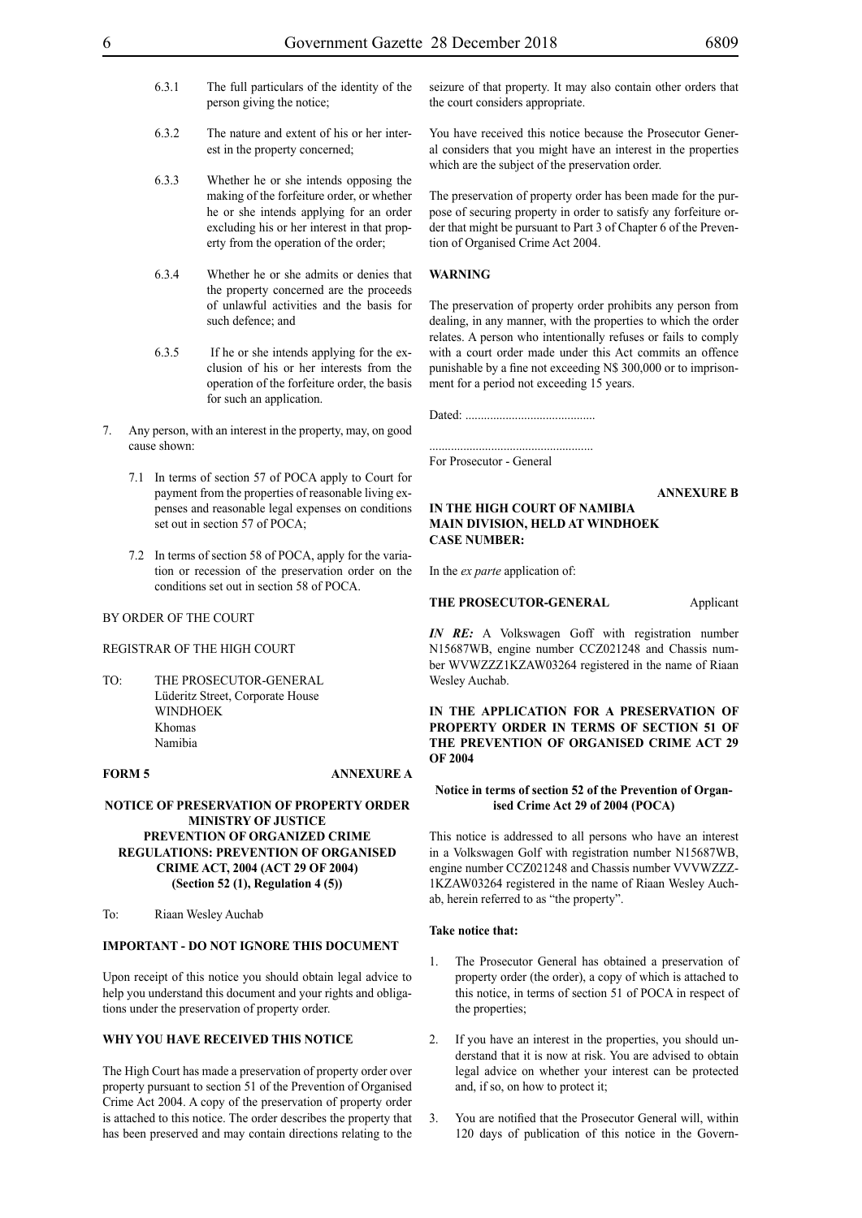6.3.1 The full particulars of the identity of the person giving the notice;

6.3.2 The nature and extent of his or her interest in the property concerned;

6.3.3 Whether he or she intends opposing the making of the forfeiture order, or whether he or she intends applying for an order excluding his or her interest in that property from the operation of the order;

6.3.4 Whether he or she admits or denies that the property concerned are the proceeds of unlawful activities and the basis for such defence; and

6.3.5 If he or she intends applying for the exclusion of his or her interests from the operation of the forfeiture order, the basis for such an application.

7. Any person, with an interest in the property, may, on good cause shown:

   7.1 In terms of section 57 of POCA apply to Court for payment from the properties of reasonable living expenses and reasonable legal expenses on conditions set out in section 57 of POCA;

   7.2 In terms of section 58 of POCA, apply for the variation or recession of the preservation order on the conditions set out in section 58 of POCA.

BY ORDER OF THE COURT

REGISTRAR OF THE HIGH COURT

TO: THE PROSECUTOR-GENERAL
Lüderitz Street, Corporate House
WINDHOEK
Khomas
Namibia

**FORM 5** **ANNEXURE A**

**NOTICE OF PRESERVATION OF PROPERTY ORDER**
**MINISTRY OF JUSTICE**
**PREVENTION OF ORGANIZED CRIME REGULATIONS: PREVENTION OF ORGANISED CRIME ACT, 2004 (ACT 29 OF 2004)**
**(Section 52 (1), Regulation 4 (5))**

To: Riaan Wesley Auchab

**IMPORTANT - DO NOT IGNORE THIS DOCUMENT**

Upon receipt of this notice you should obtain legal advice to help you understand this document and your rights and obligations under the preservation of property order.

**WHY YOU HAVE RECEIVED THIS NOTICE**

The High Court has made a preservation of property order over property pursuant to section 51 of the Prevention of Organised Crime Act 2004. A copy of the preservation of property order is attached to this notice. The order describes the property that has been preserved and may contain directions relating to the seizure of that property. It may also contain other orders that the court considers appropriate.

You have received this notice because the Prosecutor General considers that you might have an interest in the properties which are the subject of the preservation order.

The preservation of property order has been made for the purpose of securing property in order to satisfy any forfeiture order that might be pursuant to Part 3 of Chapter 6 of the Prevention of Organised Crime Act 2004.

**WARNING**

The preservation of property order prohibits any person from dealing, in any manner, with the properties to which the order relates. A person who intentionally refuses or fails to comply with a court order made under this Act commits an offence punishable by a fine not exceeding N$ 300,000 or to imprisonment for a period not exceeding 15 years.

Dated: ..........................................

....................................................
For Prosecutor - General

**ANNEXURE B**

**IN THE HIGH COURT OF NAMIBIA**
**MAIN DIVISION, HELD AT WINDHOEK**
**CASE NUMBER:**

In the *ex parte* application of:

**THE PROSECUTOR-GENERAL** Applicant

***IN RE:*** A Volkswagen Goff with registration number N15687WB, engine number CCZ021248 and Chassis number WVWZZZ1KZAW03264 registered in the name of Riaan Wesley Auchab.

**IN THE APPLICATION FOR A PRESERVATION OF PROPERTY ORDER IN TERMS OF SECTION 51 OF THE PREVENTION OF ORGANISED CRIME ACT 29 OF 2004**

**Notice in terms of section 52 of the Prevention of Organised Crime Act 29 of 2004 (POCA)**

This notice is addressed to all persons who have an interest in a Volkswagen Golf with registration number N15687WB, engine number CCZ021248 and Chassis number VVVWZZZ-1KZAW03264 registered in the name of Riaan Wesley Auchab, herein referred to as "the property".

**Take notice that:**

1. The Prosecutor General has obtained a preservation of property order (the order), a copy of which is attached to this notice, in terms of section 51 of POCA in respect of the properties;

2. If you have an interest in the properties, you should understand that it is now at risk. You are advised to obtain legal advice on whether your interest can be protected and, if so, on how to protect it;

3. You are notified that the Prosecutor General will, within 120 days of publication of this notice in the Govern-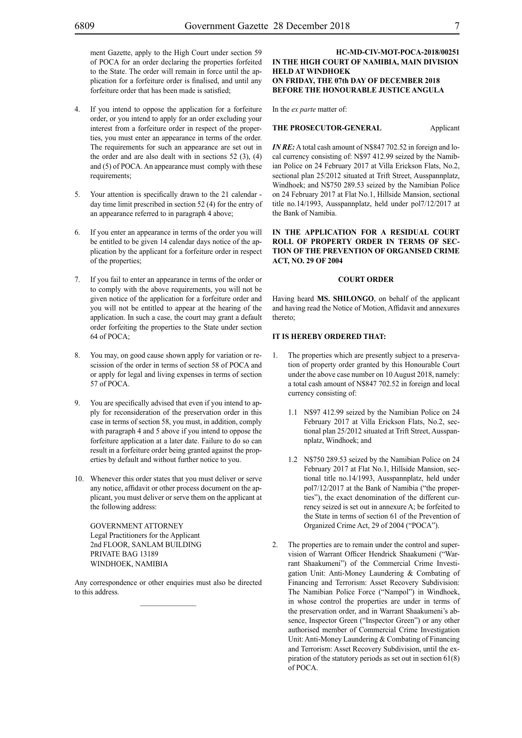ment Gazette, apply to the High Court under section 59 of POCA for an order declaring the properties forfeited to the State. The order will remain in force until the application for a forfeiture order is finalised, and until any forfeiture order that has been made is satisfied;

4. If you intend to oppose the application for a forfeiture order, or you intend to apply for an order excluding your interest from a forfeiture order in respect of the properties, you must enter an appearance in terms of the order. The requirements for such an appearance are set out in the order and are also dealt with in sections 52 (3), (4) and (5) of POCA. An appearance must comply with these requirements;

5. Your attention is specifically drawn to the 21 calendar - day time limit prescribed in section 52 (4) for the entry of an appearance referred to in paragraph 4 above;

6. If you enter an appearance in terms of the order you will be entitled to be given 14 calendar days notice of the application by the applicant for a forfeiture order in respect of the properties;

7. If you fail to enter an appearance in terms of the order or to comply with the above requirements, you will not be given notice of the application for a forfeiture order and you will not be entitled to appear at the hearing of the application. In such a case, the court may grant a default order forfeiting the properties to the State under section 64 of POCA;

8. You may, on good cause shown apply for variation or rescission of the order in terms of section 58 of POCA and or apply for legal and living expenses in terms of section 57 of POCA.

9. You are specifically advised that even if you intend to apply for reconsideration of the preservation order in this case in terms of section 58, you must, in addition, comply with paragraph 4 and 5 above if you intend to oppose the forfeiture application at a later date. Failure to do so can result in a forfeiture order being granted against the properties by default and without further notice to you.

10. Whenever this order states that you must deliver or serve any notice, affidavit or other process document on the applicant, you must deliver or serve them on the applicant at the following address:

    GOVERNMENT ATTORNEY
    Legal Practitioners for the Applicant
    2nd FLOOR, SANLAM BUILDING
    PRIVATE BAG 13189
    WINDHOEK, NAMIBIA

Any correspondence or other enquiries must also be directed to this address.

________________

**HC-MD-CIV-MOT-POCA-2018/00251**
**IN THE HIGH COURT OF NAMIBIA, MAIN DIVISION HELD AT WINDHOEK**
**ON FRIDAY, THE 07th DAY OF DECEMBER 2018**
**BEFORE THE HONOURABLE JUSTICE ANGULA**

In the *ex parte* matter of:

**THE PROSECUTOR-GENERAL** Applicant

***IN RE:*** A total cash amount of N$847 702.52 in foreign and local currency consisting of: N$97 412.99 seized by the Namibian Police on 24 February 2017 at Villa Erickson Flats, No.2, sectional plan 25/2012 situated at Trift Street, Ausspannplatz, Windhoek; and N$750 289.53 seized by the Namibian Police on 24 February 2017 at Flat No.1, Hillside Mansion, sectional title no.14/1993, Ausspannplatz, held under pol7/12/2017 at the Bank of Namibia.

**IN THE APPLICATION FOR A RESIDUAL COURT ROLL OF PROPERTY ORDER IN TERMS OF SECTION OF THE PREVENTION OF ORGANISED CRIME ACT, NO. 29 OF 2004**

**COURT ORDER**

Having heard **MS. SHILONGO**, on behalf of the applicant and having read the Notice of Motion, Affidavit and annexures thereto;

**IT IS HEREBY ORDERED THAT:**

1. The properties which are presently subject to a preservation of property order granted by this Honourable Court under the above case number on 10 August 2018, namely: a total cash amount of N$847 702.52 in foreign and local currency consisting of:

   1.1 N$97 412.99 seized by the Namibian Police on 24 February 2017 at Villa Erickson Flats, No.2, sectional plan 25/2012 situated at Trift Street, Ausspannplatz, Windhoek; and

   1.2 N$750 289.53 seized by the Namibian Police on 24 February 2017 at Flat No.1, Hillside Mansion, sectional title no.14/1993, Ausspannplatz, held under pol7/12/2017 at the Bank of Namibia ("the properties"), the exact denomination of the different currency seized is set out in annexure A; be forfeited to the State in terms of section 61 of the Prevention of Organized Crime Act, 29 of 2004 ("POCA").

2. The properties are to remain under the control and supervision of Warrant Officer Hendrick Shaakumeni ("Warrant Shaakumeni") of the Commercial Crime Investigation Unit: Anti-Money Laundering & Combating of Financing and Terrorism: Asset Recovery Subdivision: The Namibian Police Force ("Nampol") in Windhoek, in whose control the properties are under in terms of the preservation order, and in Warrant Shaakumeni's absence, Inspector Green ("Inspector Green") or any other authorised member of Commercial Crime Investigation Unit: Anti-Money Laundering & Combating of Financing and Terrorism: Asset Recovery Subdivision, until the expiration of the statutory periods as set out in section 61(8) of POCA.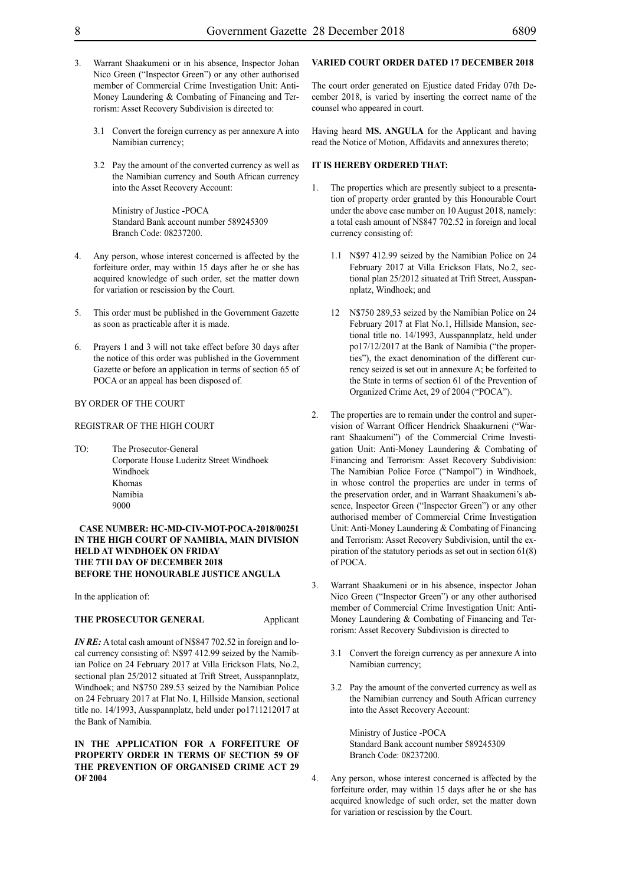3. Warrant Shaakumeni or in his absence, Inspector Johan Nico Green ("Inspector Green") or any other authorised member of Commercial Crime Investigation Unit: Anti-Money Laundering & Combating of Financing and Terrorism: Asset Recovery Subdivision is directed to:

   3.1 Convert the foreign currency as per annexure A into Namibian currency;

   3.2 Pay the amount of the converted currency as well as the Namibian currency and South African currency into the Asset Recovery Account:

   Ministry of Justice -POCA
   Standard Bank account number 589245309
   Branch Code: 08237200.

4. Any person, whose interest concerned is affected by the forfeiture order, may within 15 days after he or she has acquired knowledge of such order, set the matter down for variation or rescission by the Court.

5. This order must be published in the Government Gazette as soon as practicable after it is made.

6. Prayers 1 and 3 will not take effect before 30 days after the notice of this order was published in the Government Gazette or before an application in terms of section 65 of POCA or an appeal has been disposed of.

BY ORDER OF THE COURT

REGISTRAR OF THE HIGH COURT

TO: The Prosecutor-General
Corporate House Luderitz Street Windhoek
Windhoek
Khomas
Namibia
9000

**CASE NUMBER: HC-MD-CIV-MOT-POCA-2018/00251**
**IN THE HIGH COURT OF NAMIBIA, MAIN DIVISION HELD AT WINDHOEK ON FRIDAY**
**THE 7TH DAY OF DECEMBER 2018**
**BEFORE THE HONOURABLE JUSTICE ANGULA**

In the application of:

**THE PROSECUTOR GENERAL** Applicant

***IN RE:*** A total cash amount of N$847 702.52 in foreign and local currency consisting of: N$97 412.99 seized by the Namibian Police on 24 February 2017 at Villa Erickson Flats, No.2, sectional plan 25/2012 situated at Trift Street, Ausspannplatz, Windhoek; and N$750 289.53 seized by the Namibian Police on 24 February 2017 at Flat No. I, Hillside Mansion, sectional title no. 14/1993, Ausspannplatz, held under po1711212017 at the Bank of Namibia.

**IN THE APPLICATION FOR A FORFEITURE OF PROPERTY ORDER IN TERMS OF SECTION 59 OF THE PREVENTION OF ORGANISED CRIME ACT 29 OF 2004**

**VARIED COURT ORDER DATED 17 DECEMBER 2018**

The court order generated on Ejustice dated Friday 07th December 2018, is varied by inserting the correct name of the counsel who appeared in court.

Having heard **MS. ANGULA** for the Applicant and having read the Notice of Motion, Affidavits and annexures thereto;

**IT IS HEREBY ORDERED THAT:**

1. The properties which are presently subject to a presentation of property order granted by this Honourable Court under the above case number on 10 August 2018, namely: a total cash amount of N$847 702.52 in foreign and local currency consisting of:

   1.1 N$97 412.99 seized by the Namibian Police on 24 February 2017 at Villa Erickson Flats, No.2, sectional plan 25/2012 situated at Trift Street, Ausspannplatz, Windhoek; and

   12 N$750 289,53 seized by the Namibian Police on 24 February 2017 at Flat No.1, Hillside Mansion, sectional title no. 14/1993, Ausspannplatz, held under po17/12/2017 at the Bank of Namibia ("the properties"), the exact denomination of the different currency seized is set out in annexure A; be forfeited to the State in terms of section 61 of the Prevention of Organized Crime Act, 29 of 2004 ("POCA").

2. The properties are to remain under the control and supervision of Warrant Officer Hendrick Shaakurneni ("Warrant Shaakumeni") of the Commercial Crime Investigation Unit: Anti-Money Laundering & Combating of Financing and Terrorism: Asset Recovery Subdivision: The Namibian Police Force ("Nampol") in Windhoek, in whose control the properties are under in terms of the preservation order, and in Warrant Shaakumeni's absence, Inspector Green ("Inspector Green") or any other authorised member of Commercial Crime Investigation Unit: Anti-Money Laundering & Combating of Financing and Terrorism: Asset Recovery Subdivision, until the expiration of the statutory periods as set out in section 61(8) of POCA.

3. Warrant Shaakumeni or in his absence, inspector Johan Nico Green ("Inspector Green") or any other authorised member of Commercial Crime Investigation Unit: Anti-Money Laundering & Combating of Financing and Terrorism: Asset Recovery Subdivision is directed to

   3.1 Convert the foreign currency as per annexure A into Namibian currency;

   3.2 Pay the amount of the converted currency as well as the Namibian currency and South African currency into the Asset Recovery Account:

   Ministry of Justice -POCA
   Standard Bank account number 589245309
   Branch Code: 08237200.

4. Any person, whose interest concerned is affected by the forfeiture order, may within 15 days after he or she has acquired knowledge of such order, set the matter down for variation or rescission by the Court.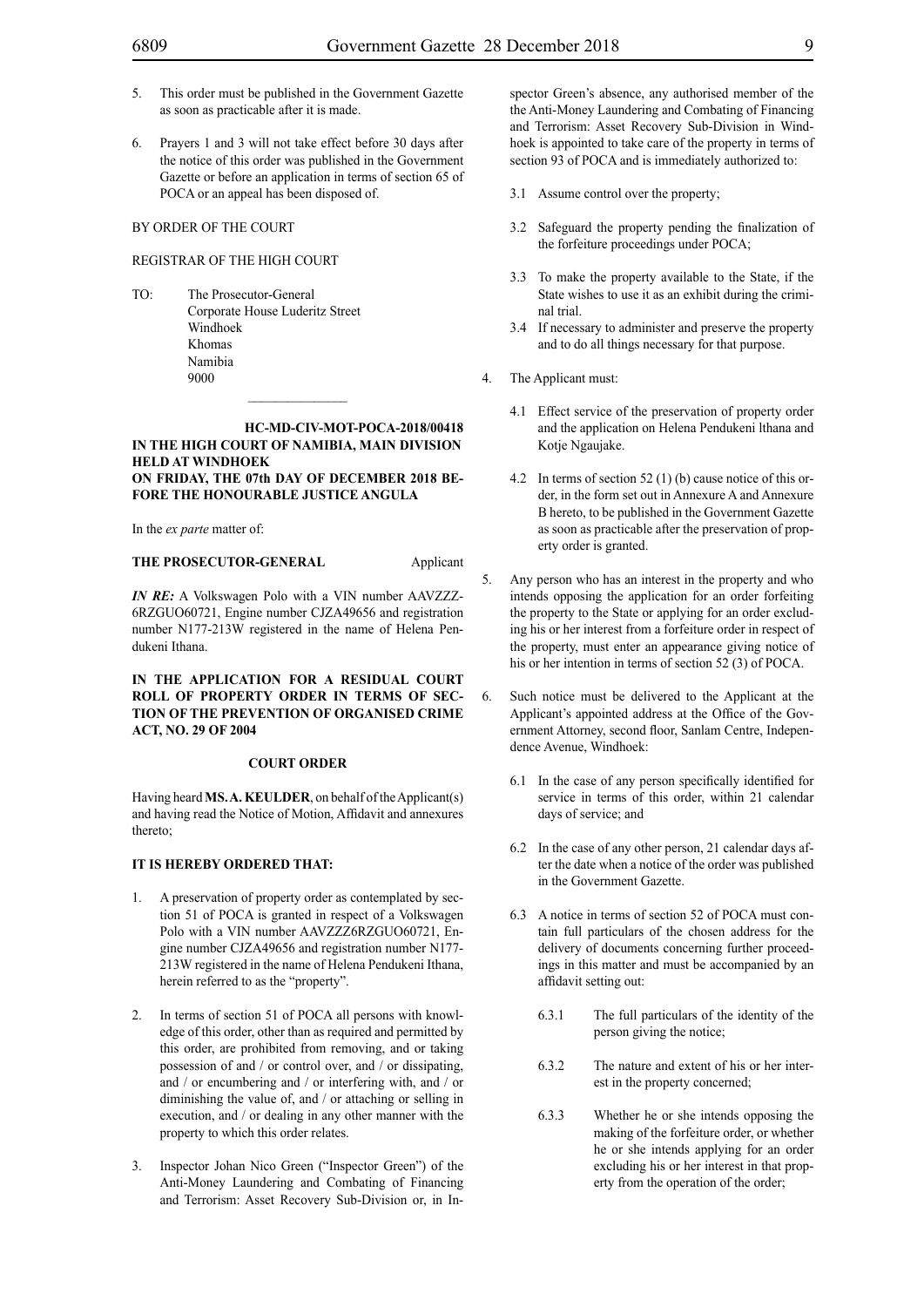5. This order must be published in the Government Gazette as soon as practicable after it is made.

6. Prayers 1 and 3 will not take effect before 30 days after the notice of this order was published in the Government Gazette or before an application in terms of section 65 of POCA or an appeal has been disposed of.

BY ORDER OF THE COURT

REGISTRAR OF THE HIGH COURT

TO: The Prosecutor-General
Corporate House Luderitz Street
Windhoek
Khomas
Namibia
9000

---

**HC-MD-CIV-MOT-POCA-2018/00418**

**IN THE HIGH COURT OF NAMIBIA, MAIN DIVISION HELD AT WINDHOEK**

**ON FRIDAY, THE 07th DAY OF DECEMBER 2018 BEFORE THE HONOURABLE JUSTICE ANGULA**

In the *ex parte* matter of:

**THE PROSECUTOR-GENERAL** Applicant

***IN RE:*** A Volkswagen Polo with a VIN number AAVZZZ6RZGUO60721, Engine number CJZA49656 and registration number N177-213W registered in the name of Helena Pendukeni Ithana.

**IN THE APPLICATION FOR A RESIDUAL COURT ROLL OF PROPERTY ORDER IN TERMS OF SECTION OF THE PREVENTION OF ORGANISED CRIME ACT, NO. 29 OF 2004**

**COURT ORDER**

Having heard **MS. A. KEULDER**, on behalf of the Applicant(s) and having read the Notice of Motion, Affidavit and annexures thereto;

**IT IS HEREBY ORDERED THAT:**

1. A preservation of property order as contemplated by section 51 of POCA is granted in respect of a Volkswagen Polo with a VIN number AAVZZZ6RZGUO60721, Engine number CJZA49656 and registration number N177-213W registered in the name of Helena Pendukeni Ithana, herein referred to as the "property".

2. In terms of section 51 of POCA all persons with knowledge of this order, other than as required and permitted by this order, are prohibited from removing, and or taking possession of and / or control over, and / or dissipating, and / or encumbering and / or interfering with, and / or diminishing the value of, and / or attaching or selling in execution, and / or dealing in any other manner with the property to which this order relates.

3. Inspector Johan Nico Green ("Inspector Green") of the Anti-Money Laundering and Combating of Financing and Terrorism: Asset Recovery Sub-Division or, in Inspector Green's absence, any authorised member of the the Anti-Money Laundering and Combating of Financing and Terrorism: Asset Recovery Sub-Division in Windhoek is appointed to take care of the property in terms of section 93 of POCA and is immediately authorized to:

 3.1 Assume control over the property;

 3.2 Safeguard the property pending the finalization of the forfeiture proceedings under POCA;

 3.3 To make the property available to the State, if the State wishes to use it as an exhibit during the criminal trial.

 3.4 If necessary to administer and preserve the property and to do all things necessary for that purpose.

4. The Applicant must:

 4.1 Effect service of the preservation of property order and the application on Helena Pendukeni lthana and Kotje Ngaujake.

 4.2 In terms of section 52 (1) (b) cause notice of this order, in the form set out in Annexure A and Annexure B hereto, to be published in the Government Gazette as soon as practicable after the preservation of property order is granted.

5. Any person who has an interest in the property and who intends opposing the application for an order forfeiting the property to the State or applying for an order excluding his or her interest from a forfeiture order in respect of the property, must enter an appearance giving notice of his or her intention in terms of section 52 (3) of POCA.

6. Such notice must be delivered to the Applicant at the Applicant's appointed address at the Office of the Government Attorney, second floor, Sanlam Centre, Independence Avenue, Windhoek:

 6.1 In the case of any person specifically identified for service in terms of this order, within 21 calendar days of service; and

 6.2 In the case of any other person, 21 calendar days after the date when a notice of the order was published in the Government Gazette.

 6.3 A notice in terms of section 52 of POCA must contain full particulars of the chosen address for the delivery of documents concerning further proceedings in this matter and must be accompanied by an affidavit setting out:

  6.3.1 The full particulars of the identity of the person giving the notice;

  6.3.2 The nature and extent of his or her interest in the property concerned;

  6.3.3 Whether he or she intends opposing the making of the forfeiture order, or whether he or she intends applying for an order excluding his or her interest in that property from the operation of the order;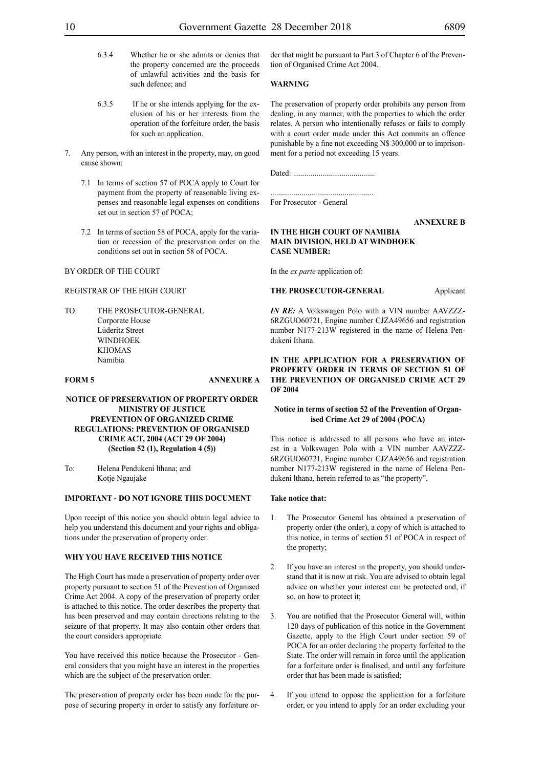6.3.4 Whether he or she admits or denies that the property concerned are the proceeds of unlawful activities and the basis for such defence; and

6.3.5 If he or she intends applying for the exclusion of his or her interests from the operation of the forfeiture order, the basis for such an application.

7. Any person, with an interest in the property, may, on good cause shown:

   7.1 In terms of section 57 of POCA apply to Court for payment from the property of reasonable living expenses and reasonable legal expenses on conditions set out in section 57 of POCA;

   7.2 In terms of section 58 of POCA, apply for the variation or recession of the preservation order on the conditions set out in section 58 of POCA.

BY ORDER OF THE COURT

REGISTRAR OF THE HIGH COURT

TO: THE PROSECUTOR-GENERAL
Corporate House
Lüderitz Street
WINDHOEK
KHOMAS
Namibia

**FORM 5** **ANNEXURE A**

**NOTICE OF PRESERVATION OF PROPERTY ORDER MINISTRY OF JUSTICE PREVENTION OF ORGANIZED CRIME REGULATIONS: PREVENTION OF ORGANISED CRIME ACT, 2004 (ACT 29 OF 2004) (Section 52 (1), Regulation 4 (5))**

To: Helena Pendukeni lthana; and
Kotje Ngaujake

**IMPORTANT - DO NOT IGNORE THIS DOCUMENT**

Upon receipt of this notice you should obtain legal advice to help you understand this document and your rights and obligations under the preservation of property order.

**WHY YOU HAVE RECEIVED THIS NOTICE**

The High Court has made a preservation of property order over property pursuant to section 51 of the Prevention of Organised Crime Act 2004. A copy of the preservation of property order is attached to this notice. The order describes the property that has been preserved and may contain directions relating to the seizure of that property. It may also contain other orders that the court considers appropriate.

You have received this notice because the Prosecutor - General considers that you might have an interest in the properties which are the subject of the preservation order.

The preservation of property order has been made for the purpose of securing property in order to satisfy any forfeiture order that might be pursuant to Part 3 of Chapter 6 of the Prevention of Organised Crime Act 2004.

**WARNING**

The preservation of property order prohibits any person from dealing, in any manner, with the properties to which the order relates. A person who intentionally refuses or fails to comply with a court order made under this Act commits an offence punishable by a fine not exceeding N$ 300,000 or to imprisonment for a period not exceeding 15 years.

Dated: ..........................................

....................................................
For Prosecutor - General

**ANNEXURE B**

**IN THE HIGH COURT OF NAMIBIA MAIN DIVISION, HELD AT WINDHOEK CASE NUMBER:**

In the *ex parte* application of:

**THE PROSECUTOR-GENERAL** Applicant

***IN RE:*** A Volkswagen Polo with a VIN number AAVZZZ-6RZGUO60721, Engine number CJZA49656 and registration number N177-213W registered in the name of Helena Pendukeni Ithana.

**IN THE APPLICATION FOR A PRESERVATION OF PROPERTY ORDER IN TERMS OF SECTION 51 OF THE PREVENTION OF ORGANISED CRIME ACT 29 OF 2004**

**Notice in terms of section 52 of the Prevention of Organised Crime Act 29 of 2004 (POCA)**

This notice is addressed to all persons who have an interest in a Volkswagen Polo with a VIN number AAVZZZ-6RZGUO60721, Engine number CJZA49656 and registration number N177-213W registered in the name of Helena Pendukeni lthana, herein referred to as "the property".

**Take notice that:**

1. The Prosecutor General has obtained a preservation of property order (the order), a copy of which is attached to this notice, in terms of section 51 of POCA in respect of the property;

2. If you have an interest in the property, you should understand that it is now at risk. You are advised to obtain legal advice on whether your interest can be protected and, if so, on how to protect it;

3. You are notified that the Prosecutor General will, within 120 days of publication of this notice in the Government Gazette, apply to the High Court under section 59 of POCA for an order declaring the property forfeited to the State. The order will remain in force until the application for a forfeiture order is finalised, and until any forfeiture order that has been made is satisfied;

4. If you intend to oppose the application for a forfeiture order, or you intend to apply for an order excluding your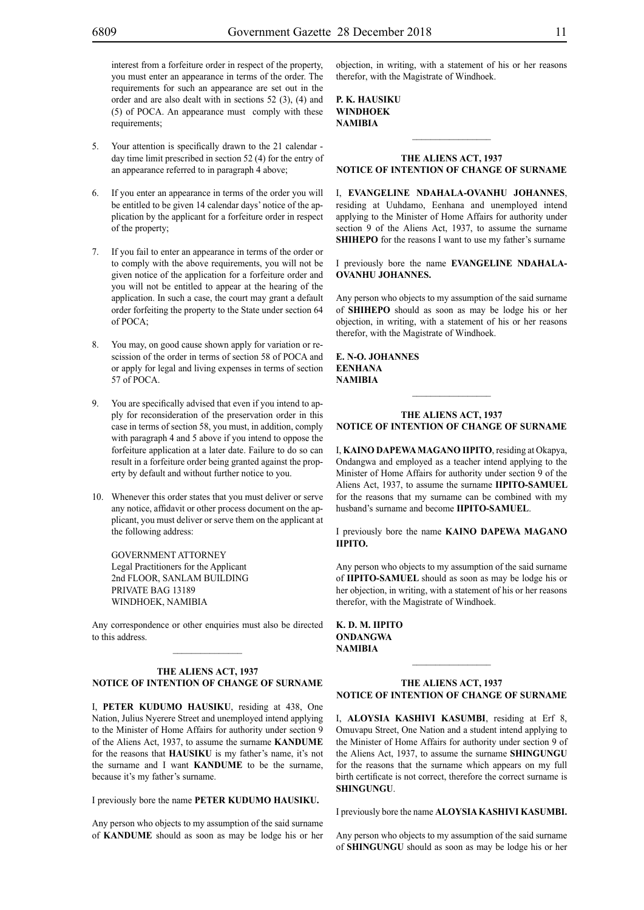interest from a forfeiture order in respect of the property, you must enter an appearance in terms of the order. The requirements for such an appearance are set out in the order and are also dealt with in sections 52 (3), (4) and (5) of POCA. An appearance must comply with these requirements;

5. Your attention is specifically drawn to the 21 calendar - day time limit prescribed in section 52 (4) for the entry of an appearance referred to in paragraph 4 above;

6. If you enter an appearance in terms of the order you will be entitled to be given 14 calendar days' notice of the application by the applicant for a forfeiture order in respect of the property;

7. If you fail to enter an appearance in terms of the order or to comply with the above requirements, you will not be given notice of the application for a forfeiture order and you will not be entitled to appear at the hearing of the application. In such a case, the court may grant a default order forfeiting the property to the State under section 64 of POCA;

8. You may, on good cause shown apply for variation or rescission of the order in terms of section 58 of POCA and or apply for legal and living expenses in terms of section 57 of POCA.

9. You are specifically advised that even if you intend to apply for reconsideration of the preservation order in this case in terms of section 58, you must, in addition, comply with paragraph 4 and 5 above if you intend to oppose the forfeiture application at a later date. Failure to do so can result in a forfeiture order being granted against the property by default and without further notice to you.

10. Whenever this order states that you must deliver or serve any notice, affidavit or other process document on the applicant, you must deliver or serve them on the applicant at the following address:

    GOVERNMENT ATTORNEY
    Legal Practitioners for the Applicant
    2nd FLOOR, SANLAM BUILDING
    PRIVATE BAG 13189
    WINDHOEK, NAMIBIA

Any correspondence or other enquiries must also be directed to this address.

---

**THE ALIENS ACT, 1937**
**NOTICE OF INTENTION OF CHANGE OF SURNAME**

I, **PETER KUDUMO HAUSIKU**, residing at 438, One Nation, Julius Nyerere Street and unemployed intend applying to the Minister of Home Affairs for authority under section 9 of the Aliens Act, 1937, to assume the surname **KANDUME** for the reasons that **HAUSIKU** is my father's name, it's not the surname and I want **KANDUME** to be the surname, because it's my father's surname.

I previously bore the name **PETER KUDUMO HAUSIKU.**

Any person who objects to my assumption of the said surname of **KANDUME** should as soon as may be lodge his or her objection, in writing, with a statement of his or her reasons therefor, with the Magistrate of Windhoek.

**P. K. HAUSIKU**
**WINDHOEK**
**NAMIBIA**

---

**THE ALIENS ACT, 1937**
**NOTICE OF INTENTION OF CHANGE OF SURNAME**

I, **EVANGELINE NDAHALA-OVANHU JOHANNES**, residing at Uuhdamo, Eenhana and unemployed intend applying to the Minister of Home Affairs for authority under section 9 of the Aliens Act, 1937, to assume the surname **SHIHEPO** for the reasons I want to use my father's surname

I previously bore the name **EVANGELINE NDAHALA-OVANHU JOHANNES.**

Any person who objects to my assumption of the said surname of **SHIHEPO** should as soon as may be lodge his or her objection, in writing, with a statement of his or her reasons therefor, with the Magistrate of Windhoek.

**E. N-O. JOHANNES**
**EENHANA**
**NAMIBIA**

---

**THE ALIENS ACT, 1937**
**NOTICE OF INTENTION OF CHANGE OF SURNAME**

I, **KAINO DAPEWA MAGANO IIPITO**, residing at Okapya, Ondangwa and employed as a teacher intend applying to the Minister of Home Affairs for authority under section 9 of the Aliens Act, 1937, to assume the surname **IIPITO-SAMUEL** for the reasons that my surname can be combined with my husband's surname and become **IIPITO-SAMUEL**.

I previously bore the name **KAINO DAPEWA MAGANO IIPITO.**

Any person who objects to my assumption of the said surname of **IIPITO-SAMUEL** should as soon as may be lodge his or her objection, in writing, with a statement of his or her reasons therefor, with the Magistrate of Windhoek.

**K. D. M. IIPITO**
**ONDANGWA**
**NAMIBIA**

---

**THE ALIENS ACT, 1937**
**NOTICE OF INTENTION OF CHANGE OF SURNAME**

I, **ALOYSIA KASHIVI KASUMBI**, residing at Erf 8, Omuvapu Street, One Nation and a student intend applying to the Minister of Home Affairs for authority under section 9 of the Aliens Act, 1937, to assume the surname **SHINGUNGU** for the reasons that the surname which appears on my full birth certificate is not correct, therefore the correct surname is **SHINGUNGU**.

I previously bore the name **ALOYSIA KASHIVI KASUMBI.**

Any person who objects to my assumption of the said surname of **SHINGUNGU** should as soon as may be lodge his or her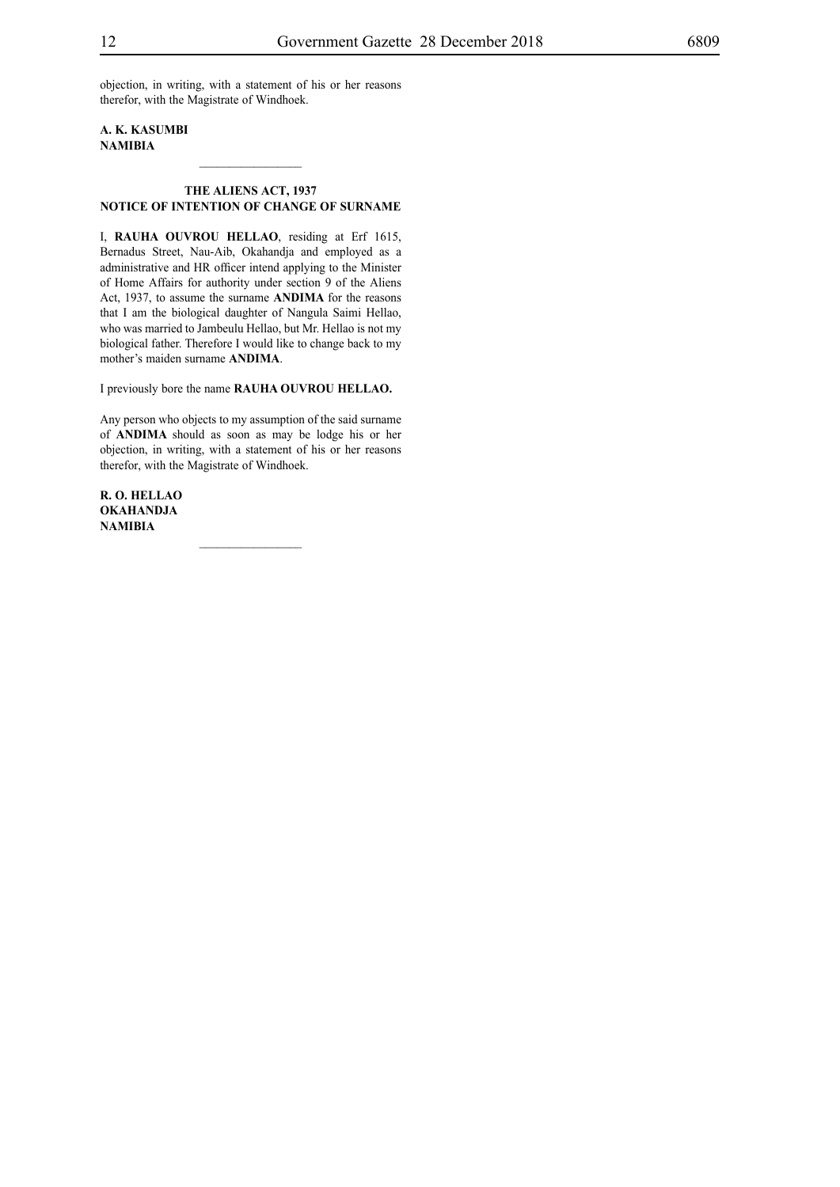objection, in writing, with a statement of his or her reasons therefor, with the Magistrate of Windhoek.

**A. K. KASUMBI**
**NAMIBIA**

---

**THE ALIENS ACT, 1937**
**NOTICE OF INTENTION OF CHANGE OF SURNAME**

I, **RAUHA OUVROU HELLAO**, residing at Erf 1615, Bernadus Street, Nau-Aib, Okahandja and employed as a administrative and HR officer intend applying to the Minister of Home Affairs for authority under section 9 of the Aliens Act, 1937, to assume the surname **ANDIMA** for the reasons that I am the biological daughter of Nangula Saimi Hellao, who was married to Jambeulu Hellao, but Mr. Hellao is not my biological father. Therefore I would like to change back to my mother's maiden surname **ANDIMA**.

I previously bore the name **RAUHA OUVROU HELLAO.**

Any person who objects to my assumption of the said surname of **ANDIMA** should as soon as may be lodge his or her objection, in writing, with a statement of his or her reasons therefor, with the Magistrate of Windhoek.

**R. O. HELLAO**
**OKAHANDJA**
**NAMIBIA**

---